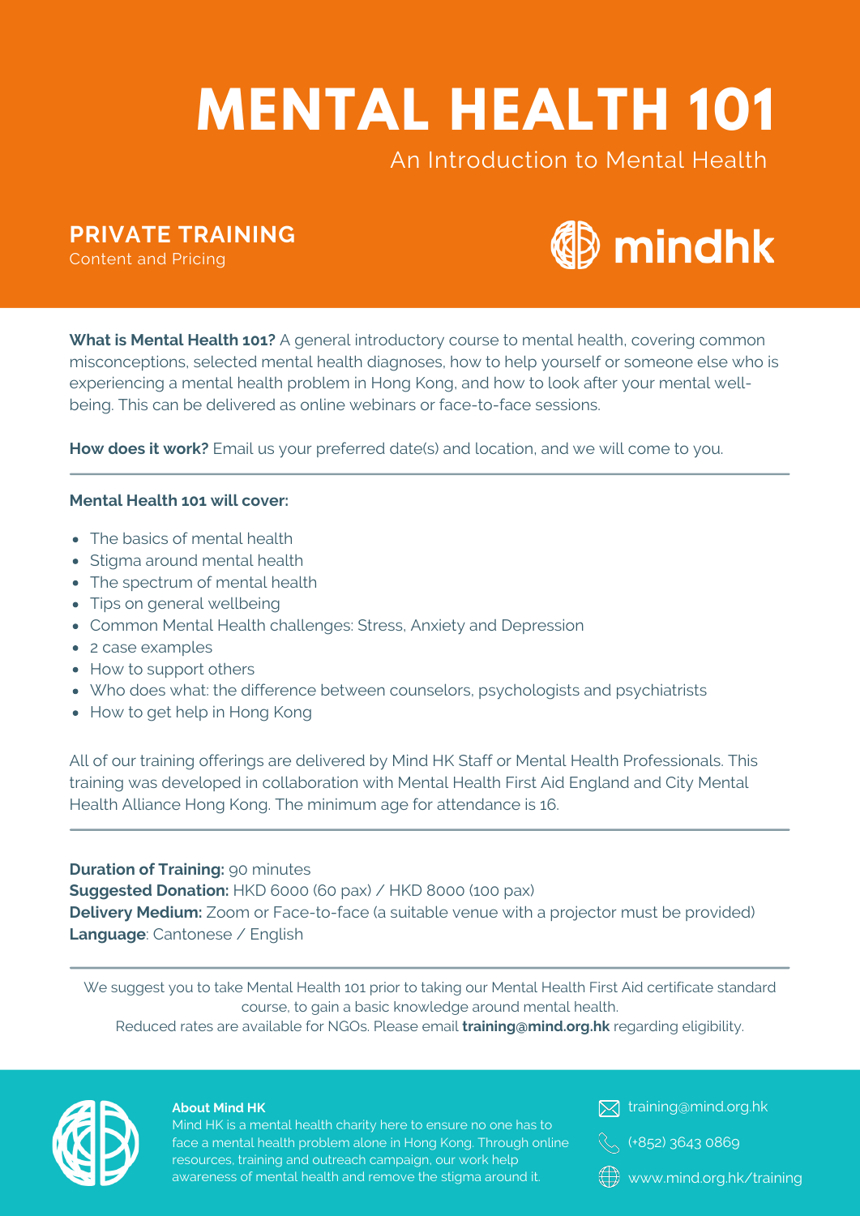# MENTAL HEALTH 101

An Introduction to Mental Health

## PRIVATE TRAINING

Content and Pricing

mindhk

**What is Mental Health 101?** A general introductory course to mental health, covering common misconceptions, selected mental health diagnoses, how to help yourself or someone else who is experiencing a mental health problem in Hong Kong, and how to look after your mental well-being. This can be delivered as online webinars or face-to-face sessions.

**How does it work?** Email us your preferred date(s) and location, and we will come to you.

---

**Mental Health 101 will cover:**

- The basics of mental health
- Stigma around mental health
- The spectrum of mental health
- Tips on general wellbeing
- Common Mental Health challenges: Stress, Anxiety and Depression
- 2 case examples
- How to support others
- Who does what: the difference between counselors, psychologists and psychiatrists
- How to get help in Hong Kong

All of our training offerings are delivered by Mind HK Staff or Mental Health Professionals. This training was developed in collaboration with Mental Health First Aid England and City Mental Health Alliance Hong Kong. The minimum age for attendance is 16.

---

**Duration of Training:** 90 minutes
**Suggested Donation:** HKD 6000 (60 pax) / HKD 8000 (100 pax)
**Delivery Medium:** Zoom or Face-to-face (a suitable venue with a projector must be provided)
**Language**: Cantonese / English

---

We suggest you to take Mental Health 101 prior to taking our Mental Health First Aid certificate standard course, to gain a basic knowledge around mental health.
Reduced rates are available for NGOs. Please email **training@mind.org.hk** regarding eligibility.

**About Mind HK**
Mind HK is a mental health charity here to ensure no one has to face a mental health problem alone in Hong Kong. Through online resources, training and outreach campaign, our work help awareness of mental health and remove the stigma around it.

training@mind.org.hk

(+852) 3643 0869

www.mind.org.hk/training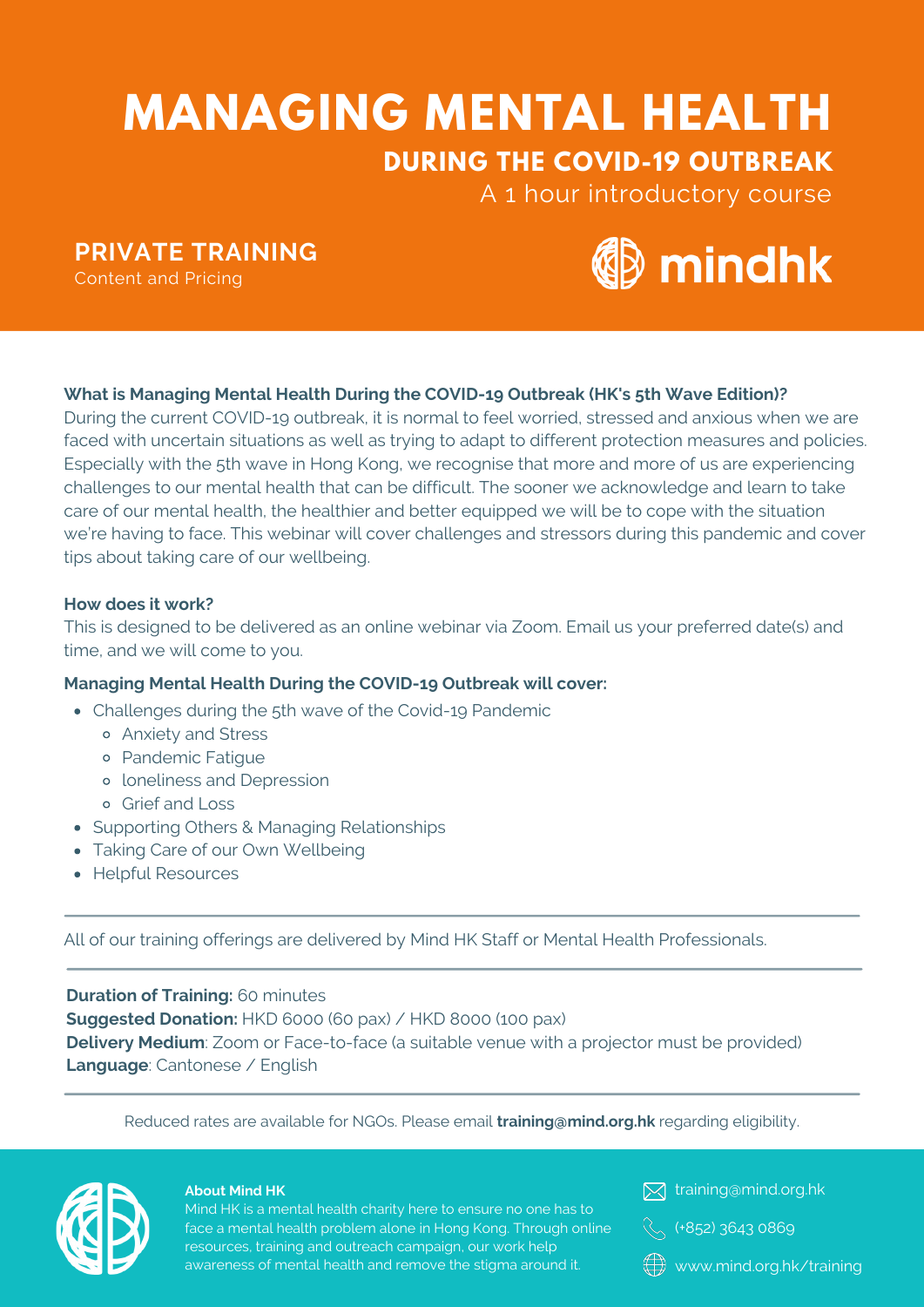# MANAGING MENTAL HEALTH

## DURING THE COVID-19 OUTBREAK

A 1 hour introductory course

**PRIVATE TRAINING**

Content and Pricing

mindhk

**What is Managing Mental Health During the COVID-19 Outbreak (HK's 5th Wave Edition)?**

During the current COVID-19 outbreak, it is normal to feel worried, stressed and anxious when we are faced with uncertain situations as well as trying to adapt to different protection measures and policies. Especially with the 5th wave in Hong Kong, we recognise that more and more of us are experiencing challenges to our mental health that can be difficult. The sooner we acknowledge and learn to take care of our mental health, the healthier and better equipped we will be to cope with the situation we're having to face. This webinar will cover challenges and stressors during this pandemic and cover tips about taking care of our wellbeing.

**How does it work?**

This is designed to be delivered as an online webinar via Zoom. Email us your preferred date(s) and time, and we will come to you.

**Managing Mental Health During the COVID-19 Outbreak will cover:**

- Challenges during the 5th wave of the Covid-19 Pandemic
  - Anxiety and Stress
  - Pandemic Fatigue
  - loneliness and Depression
  - Grief and Loss
- Supporting Others & Managing Relationships
- Taking Care of our Own Wellbeing
- Helpful Resources

---

All of our training offerings are delivered by Mind HK Staff or Mental Health Professionals.

---

**Duration of Training:** 60 minutes
**Suggested Donation:** HKD 6000 (60 pax) / HKD 8000 (100 pax)
**Delivery Medium**: Zoom or Face-to-face (a suitable venue with a projector must be provided)
**Language**: Cantonese / English

---

Reduced rates are available for NGOs. Please email **training@mind.org.hk** regarding eligibility.

**About Mind HK**

Mind HK is a mental health charity here to ensure no one has to face a mental health problem alone in Hong Kong. Through online resources, training and outreach campaign, our work help awareness of mental health and remove the stigma around it.

training@mind.org.hk

(+852) 3643 0869

www.mind.org.hk/training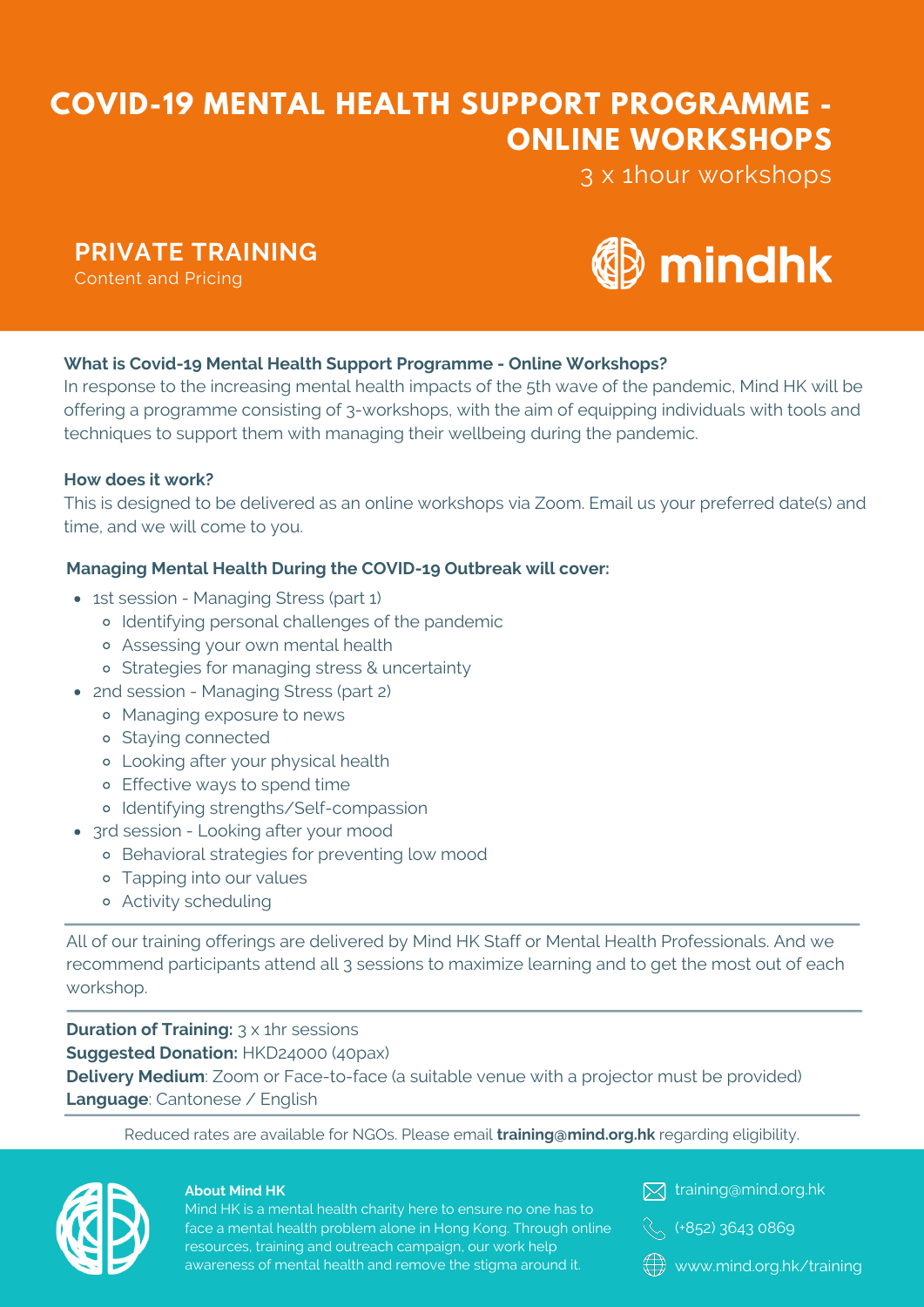# COVID-19 MENTAL HEALTH SUPPORT PROGRAMME - ONLINE WORKSHOPS

3 x 1hour workshops

## PRIVATE TRAINING

Content and Pricing

mindhk

**What is Covid-19 Mental Health Support Programme - Online Workshops?**

In response to the increasing mental health impacts of the 5th wave of the pandemic, Mind HK will be offering a programme consisting of 3-workshops, with the aim of equipping individuals with tools and techniques to support them with managing their wellbeing during the pandemic.

**How does it work?**

This is designed to be delivered as an online workshops via Zoom. Email us your preferred date(s) and time, and we will come to you.

**Managing Mental Health During the COVID-19 Outbreak will cover:**

- 1st session - Managing Stress (part 1)
  - Identifying personal challenges of the pandemic
  - Assessing your own mental health
  - Strategies for managing stress & uncertainty
- 2nd session - Managing Stress (part 2)
  - Managing exposure to news
  - Staying connected
  - Looking after your physical health
  - Effective ways to spend time
  - Identifying strengths/Self-compassion
- 3rd session - Looking after your mood
  - Behavioral strategies for preventing low mood
  - Tapping into our values
  - Activity scheduling

---

All of our training offerings are delivered by Mind HK Staff or Mental Health Professionals. And we recommend participants attend all 3 sessions to maximize learning and to get the most out of each workshop.

---

**Duration of Training:** 3 x 1hr sessions
**Suggested Donation:** HKD24000 (40pax)
**Delivery Medium**: Zoom or Face-to-face (a suitable venue with a projector must be provided)
**Language**: Cantonese / English

---

Reduced rates are available for NGOs. Please email **training@mind.org.hk** regarding eligibility.

**About Mind HK**

Mind HK is a mental health charity here to ensure no one has to face a mental health problem alone in Hong Kong. Through online resources, training and outreach campaign, our work help awareness of mental health and remove the stigma around it.

training@mind.org.hk

(+852) 3643 0869

www.mind.org.hk/training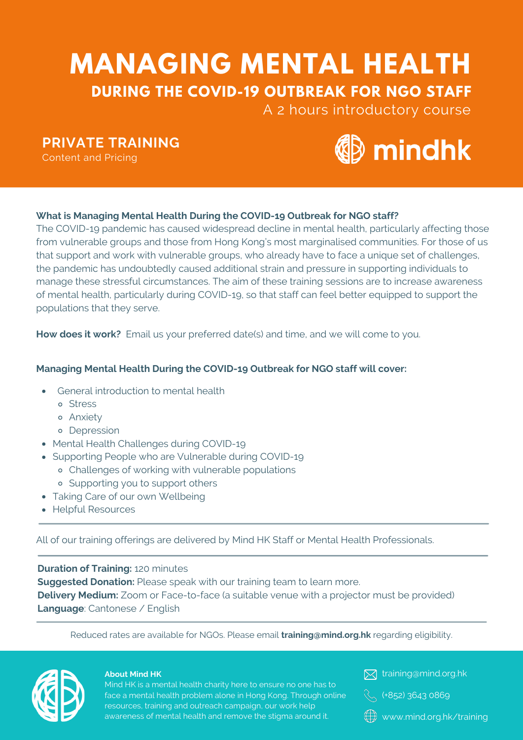# MANAGING MENTAL HEALTH

## DURING THE COVID-19 OUTBREAK FOR NGO STAFF

A 2 hours introductory course

**PRIVATE TRAINING**

Content and Pricing

mindhk

**What is Managing Mental Health During the COVID-19 Outbreak for NGO staff?**

The COVID-19 pandemic has caused widespread decline in mental health, particularly affecting those from vulnerable groups and those from Hong Kong's most marginalised communities. For those of us that support and work with vulnerable groups, who already have to face a unique set of challenges, the pandemic has undoubtedly caused additional strain and pressure in supporting individuals to manage these stressful circumstances. The aim of these training sessions are to increase awareness of mental health, particularly during COVID-19, so that staff can feel better equipped to support the populations that they serve.

**How does it work?** Email us your preferred date(s) and time, and we will come to you.

**Managing Mental Health During the COVID-19 Outbreak for NGO staff will cover:**

- General introduction to mental health
  - Stress
  - Anxiety
  - Depression
- Mental Health Challenges during COVID-19
- Supporting People who are Vulnerable during COVID-19
  - Challenges of working with vulnerable populations
  - Supporting you to support others
- Taking Care of our own Wellbeing
- Helpful Resources

---

All of our training offerings are delivered by Mind HK Staff or Mental Health Professionals.

---

**Duration of Training:** 120 minutes
**Suggested Donation:** Please speak with our training team to learn more.
**Delivery Medium:** Zoom or Face-to-face (a suitable venue with a projector must be provided)
**Language**: Cantonese / English

---

Reduced rates are available for NGOs. Please email **training@mind.org.hk** regarding eligibility.

**About Mind HK**

Mind HK is a mental health charity here to ensure no one has to face a mental health problem alone in Hong Kong. Through online resources, training and outreach campaign, our work help awareness of mental health and remove the stigma around it.

training@mind.org.hk

(+852) 3643 0869

www.mind.org.hk/training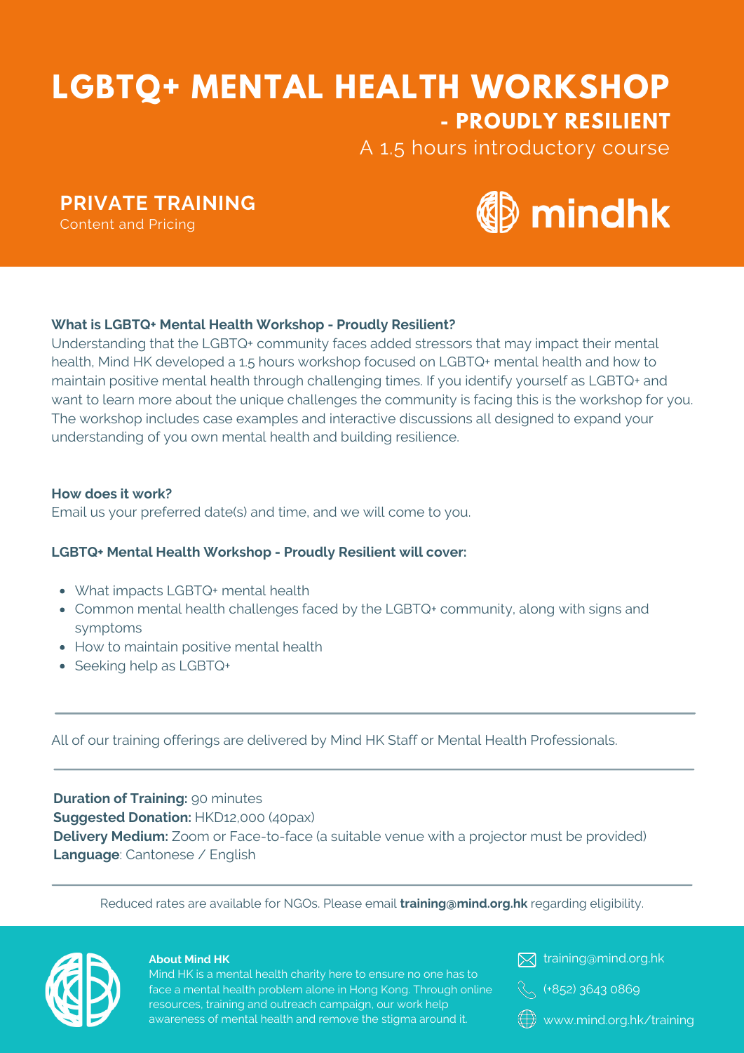# LGBTQ+ MENTAL HEALTH WORKSHOP

## - PROUDLY RESILIENT

A 1.5 hours introductory course

**PRIVATE TRAINING**
Content and Pricing

mindhk

**What is LGBTQ+ Mental Health Workshop - Proudly Resilient?**
Understanding that the LGBTQ+ community faces added stressors that may impact their mental health, Mind HK developed a 1.5 hours workshop focused on LGBTQ+ mental health and how to maintain positive mental health through challenging times. If you identify yourself as LGBTQ+ and want to learn more about the unique challenges the community is facing this is the workshop for you. The workshop includes case examples and interactive discussions all designed to expand your understanding of you own mental health and building resilience.

**How does it work?**
Email us your preferred date(s) and time, and we will come to you.

**LGBTQ+ Mental Health Workshop - Proudly Resilient will cover:**

- What impacts LGBTQ+ mental health
- Common mental health challenges faced by the LGBTQ+ community, along with signs and symptoms
- How to maintain positive mental health
- Seeking help as LGBTQ+

---

All of our training offerings are delivered by Mind HK Staff or Mental Health Professionals.

---

**Duration of Training:** 90 minutes
**Suggested Donation:** HKD12,000 (40pax)
**Delivery Medium:** Zoom or Face-to-face (a suitable venue with a projector must be provided)
**Language**: Cantonese / English

---

Reduced rates are available for NGOs. Please email **training@mind.org.hk** regarding eligibility.

**About Mind HK**
Mind HK is a mental health charity here to ensure no one has to face a mental health problem alone in Hong Kong. Through online resources, training and outreach campaign, our work help awareness of mental health and remove the stigma around it.

training@mind.org.hk
(+852) 3643 0869
www.mind.org.hk/training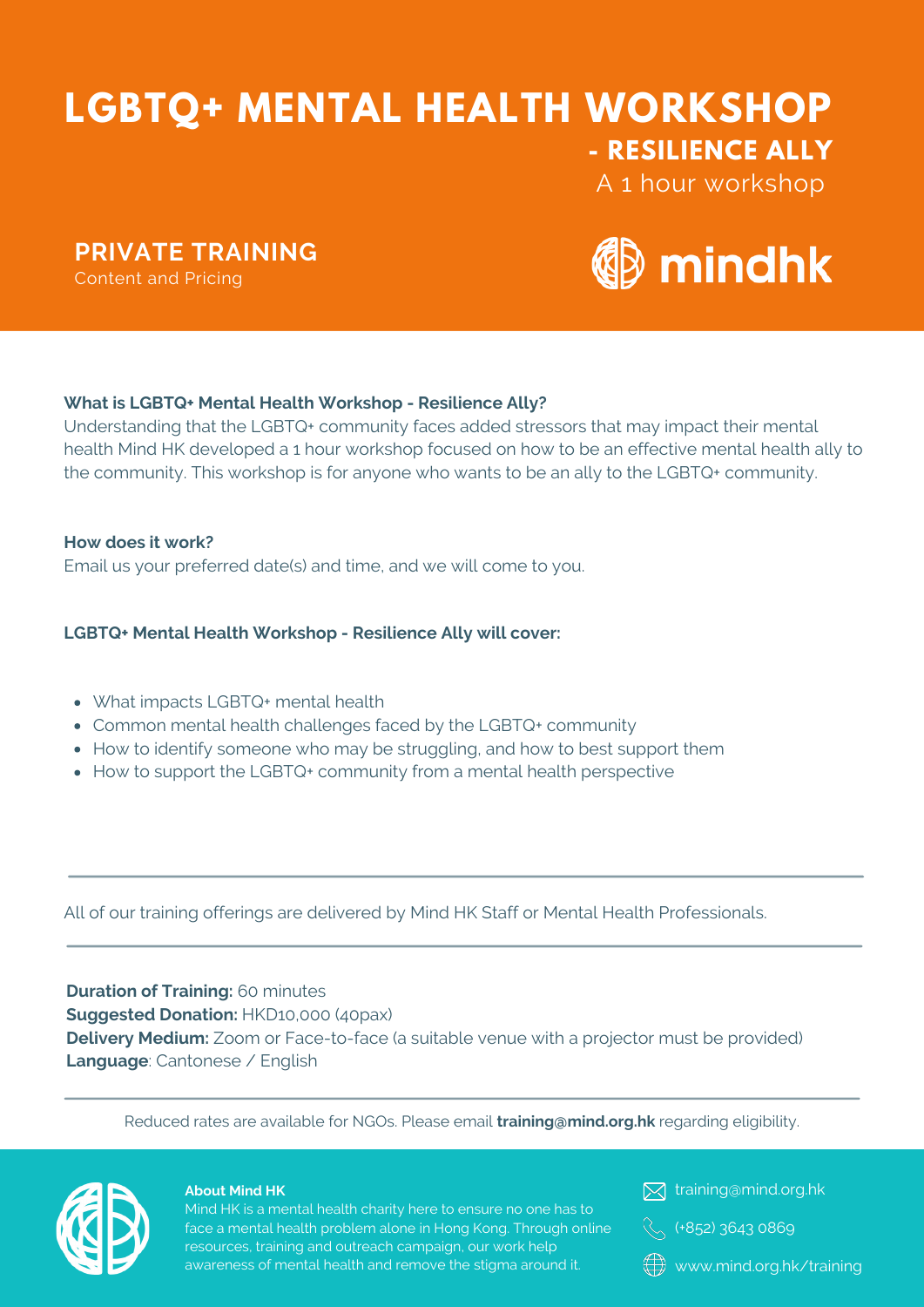# LGBTQ+ MENTAL HEALTH WORKSHOP

## - RESILIENCE ALLY

A 1 hour workshop

**PRIVATE TRAINING**

Content and Pricing

mindhk

**What is LGBTQ+ Mental Health Workshop - Resilience Ally?**

Understanding that the LGBTQ+ community faces added stressors that may impact their mental health Mind HK developed a 1 hour workshop focused on how to be an effective mental health ally to the community. This workshop is for anyone who wants to be an ally to the LGBTQ+ community.

**How does it work?**

Email us your preferred date(s) and time, and we will come to you.

**LGBTQ+ Mental Health Workshop - Resilience Ally will cover:**

- What impacts LGBTQ+ mental health
- Common mental health challenges faced by the LGBTQ+ community
- How to identify someone who may be struggling, and how to best support them
- How to support the LGBTQ+ community from a mental health perspective

---

All of our training offerings are delivered by Mind HK Staff or Mental Health Professionals.

---

**Duration of Training:** 60 minutes
**Suggested Donation:** HKD10,000 (40pax)
**Delivery Medium:** Zoom or Face-to-face (a suitable venue with a projector must be provided)
**Language**: Cantonese / English

---

Reduced rates are available for NGOs. Please email **training@mind.org.hk** regarding eligibility.

**About Mind HK**

Mind HK is a mental health charity here to ensure no one has to face a mental health problem alone in Hong Kong. Through online resources, training and outreach campaign, our work help awareness of mental health and remove the stigma around it.

training@mind.org.hk

(+852) 3643 0869

www.mind.org.hk/training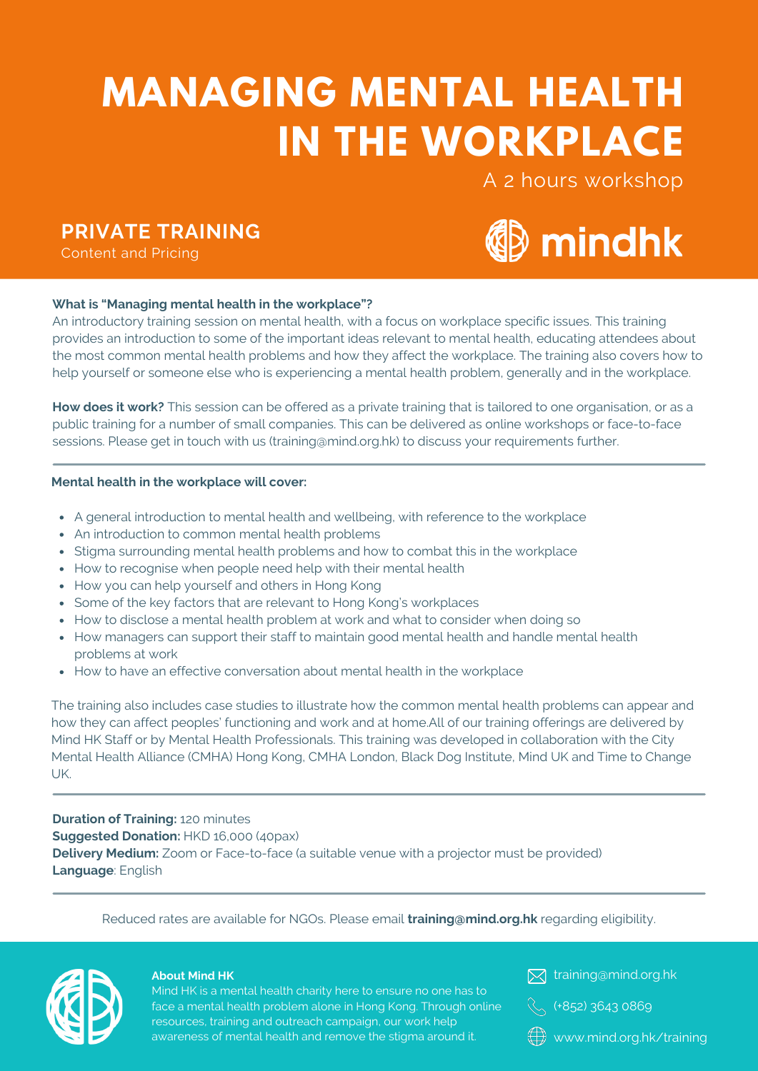# MANAGING MENTAL HEALTH IN THE WORKPLACE

A 2 hours workshop

## PRIVATE TRAINING

Content and Pricing

mindhk

**What is "Managing mental health in the workplace"?**
An introductory training session on mental health, with a focus on workplace specific issues. This training provides an introduction to some of the important ideas relevant to mental health, educating attendees about the most common mental health problems and how they affect the workplace. The training also covers how to help yourself or someone else who is experiencing a mental health problem, generally and in the workplace.

**How does it work?** This session can be offered as a private training that is tailored to one organisation, or as a public training for a number of small companies. This can be delivered as online workshops or face-to-face sessions. Please get in touch with us (training@mind.org.hk) to discuss your requirements further.

**Mental health in the workplace will cover:**

- A general introduction to mental health and wellbeing, with reference to the workplace
- An introduction to common mental health problems
- Stigma surrounding mental health problems and how to combat this in the workplace
- How to recognise when people need help with their mental health
- How you can help yourself and others in Hong Kong
- Some of the key factors that are relevant to Hong Kong's workplaces
- How to disclose a mental health problem at work and what to consider when doing so
- How managers can support their staff to maintain good mental health and handle mental health problems at work
- How to have an effective conversation about mental health in the workplace

The training also includes case studies to illustrate how the common mental health problems can appear and how they can affect peoples' functioning and work and at home.All of our training offerings are delivered by Mind HK Staff or by Mental Health Professionals. This training was developed in collaboration with the City Mental Health Alliance (CMHA) Hong Kong, CMHA London, Black Dog Institute, Mind UK and Time to Change UK.

**Duration of Training:** 120 minutes
**Suggested Donation:** HKD 16,000 (40pax)
**Delivery Medium:** Zoom or Face-to-face (a suitable venue with a projector must be provided)
**Language**: English

Reduced rates are available for NGOs. Please email **training@mind.org.hk** regarding eligibility.

**About Mind HK**
Mind HK is a mental health charity here to ensure no one has to face a mental health problem alone in Hong Kong. Through online resources, training and outreach campaign, our work help awareness of mental health and remove the stigma around it.

training@mind.org.hk

(+852) 3643 0869

www.mind.org.hk/training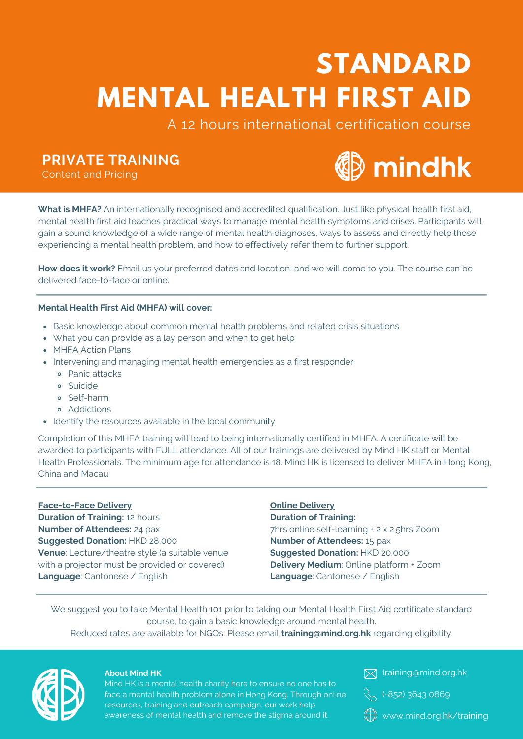# STANDARD MENTAL HEALTH FIRST AID

A 12 hours international certification course

## PRIVATE TRAINING

Content and Pricing

mindhk

**What is MHFA?** An internationally recognised and accredited qualification. Just like physical health first aid, mental health first aid teaches practical ways to manage mental health symptoms and crises. Participants will gain a sound knowledge of a wide range of mental health diagnoses, ways to assess and directly help those experiencing a mental health problem, and how to effectively refer them to further support.

**How does it work?** Email us your preferred dates and location, and we will come to you. The course can be delivered face-to-face or online.

---

**Mental Health First Aid (MHFA) will cover:**

- Basic knowledge about common mental health problems and related crisis situations
- What you can provide as a lay person and when to get help
- MHFA Action Plans
- Intervening and managing mental health emergencies as a first responder
  - Panic attacks
  - Suicide
  - Self-harm
  - Addictions
- Identify the resources available in the local community

Completion of this MHFA training will lead to being internationally certified in MHFA. A certificate will be awarded to participants with FULL attendance. All of our trainings are delivered by Mind HK staff or Mental Health Professionals. The minimum age for attendance is 18. Mind HK is licensed to deliver MHFA in Hong Kong, China and Macau.

---

**Face-to-Face Delivery**

**Duration of Training:** 12 hours
**Number of Attendees:** 24 pax
**Suggested Donation:** HKD 28,000
**Venue**: Lecture/theatre style (a suitable venue with a projector must be provided or covered)
**Language**: Cantonese / English

**Online Delivery**

**Duration of Training:**
7hrs online self-learning + 2 x 2.5hrs Zoom
**Number of Attendees:** 15 pax
**Suggested Donation:** HKD 20,000
**Delivery Medium**: Online platform + Zoom
**Language**: Cantonese / English

---

We suggest you to take Mental Health 101 prior to taking our Mental Health First Aid certificate standard course, to gain a basic knowledge around mental health.
Reduced rates are available for NGOs. Please email **training@mind.org.hk** regarding eligibility.

**About Mind HK**
Mind HK is a mental health charity here to ensure no one has to face a mental health problem alone in Hong Kong. Through online resources, training and outreach campaign, our work help awareness of mental health and remove the stigma around it.

training@mind.org.hk
(+852) 3643 0869
www.mind.org.hk/training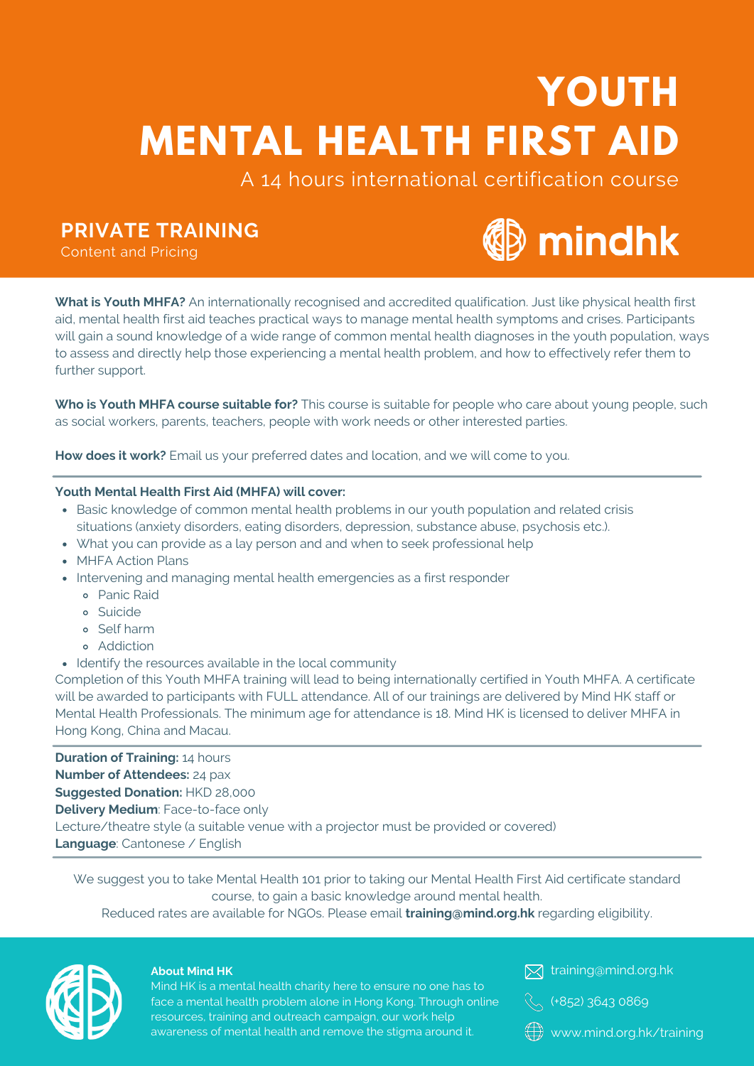# YOUTH MENTAL HEALTH FIRST AID

A 14 hours international certification course

## PRIVATE TRAINING

Content and Pricing

mindhk

**What is Youth MHFA?** An internationally recognised and accredited qualification. Just like physical health first aid, mental health first aid teaches practical ways to manage mental health symptoms and crises. Participants will gain a sound knowledge of a wide range of common mental health diagnoses in the youth population, ways to assess and directly help those experiencing a mental health problem, and how to effectively refer them to further support.

**Who is Youth MHFA course suitable for?** This course is suitable for people who care about young people, such as social workers, parents, teachers, people with work needs or other interested parties.

**How does it work?** Email us your preferred dates and location, and we will come to you.

---

**Youth Mental Health First Aid (MHFA) will cover:**

- Basic knowledge of common mental health problems in our youth population and related crisis situations (anxiety disorders, eating disorders, depression, substance abuse, psychosis etc.).
- What you can provide as a lay person and and when to seek professional help
- MHFA Action Plans
- Intervening and managing mental health emergencies as a first responder
  - Panic Raid
  - Suicide
  - Self harm
  - Addiction
- Identify the resources available in the local community

Completion of this Youth MHFA training will lead to being internationally certified in Youth MHFA. A certificate will be awarded to participants with FULL attendance. All of our trainings are delivered by Mind HK staff or Mental Health Professionals. The minimum age for attendance is 18. Mind HK is licensed to deliver MHFA in Hong Kong, China and Macau.

---

**Duration of Training:** 14 hours
**Number of Attendees:** 24 pax
**Suggested Donation:** HKD 28,000
**Delivery Medium**: Face-to-face only
Lecture/theatre style (a suitable venue with a projector must be provided or covered)
**Language**: Cantonese / English

---

We suggest you to take Mental Health 101 prior to taking our Mental Health First Aid certificate standard course, to gain a basic knowledge around mental health.
Reduced rates are available for NGOs. Please email **training@mind.org.hk** regarding eligibility.

**About Mind HK**
Mind HK is a mental health charity here to ensure no one has to face a mental health problem alone in Hong Kong. Through online resources, training and outreach campaign, our work help awareness of mental health and remove the stigma around it.

training@mind.org.hk

(+852) 3643 0869

www.mind.org.hk/training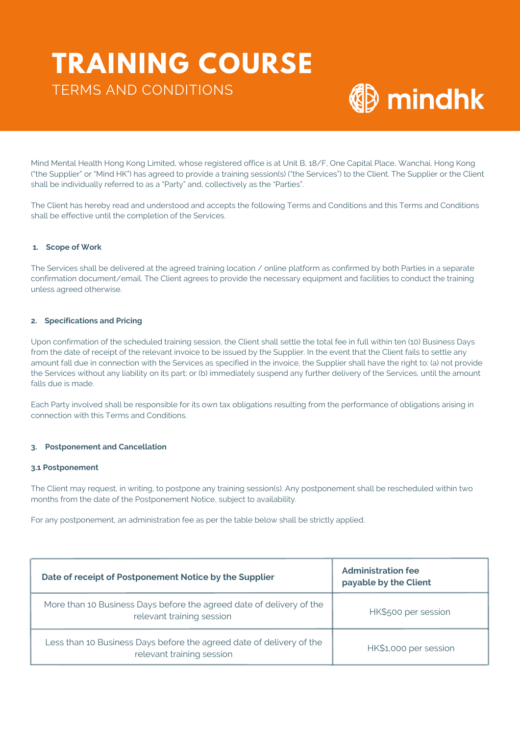# TRAINING COURSE

TERMS AND CONDITIONS

mindhk

Mind Mental Health Hong Kong Limited, whose registered office is at Unit B, 18/F, One Capital Place, Wanchai, Hong Kong ("the Supplier" or "Mind HK") has agreed to provide a training session(s) ("the Services") to the Client. The Supplier or the Client shall be individually referred to as a "Party" and, collectively as the "Parties".

The Client has hereby read and understood and accepts the following Terms and Conditions and this Terms and Conditions shall be effective until the completion of the Services.

#### 1. Scope of Work

The Services shall be delivered at the agreed training location / online platform as confirmed by both Parties in a separate confirmation document/email. The Client agrees to provide the necessary equipment and facilities to conduct the training unless agreed otherwise.

#### 2. Specifications and Pricing

Upon confirmation of the scheduled training session, the Client shall settle the total fee in full within ten (10) Business Days from the date of receipt of the relevant invoice to be issued by the Supplier. In the event that the Client fails to settle any amount fall due in connection with the Services as specified in the invoice, the Supplier shall have the right to: (a) not provide the Services without any liability on its part; or (b) immediately suspend any further delivery of the Services, until the amount falls due is made.

Each Party involved shall be responsible for its own tax obligations resulting from the performance of obligations arising in connection with this Terms and Conditions.

#### 3. Postponement and Cancellation

**3.1 Postponement**

The Client may request, in writing, to postpone any training session(s). Any postponement shall be rescheduled within two months from the date of the Postponement Notice, subject to availability.

For any postponement, an administration fee as per the table below shall be strictly applied.

| Date of receipt of Postponement Notice by the Supplier | Administration fee payable by the Client |
| --- | --- |
| More than 10 Business Days before the agreed date of delivery of the relevant training session | HK$500 per session |
| Less than 10 Business Days before the agreed date of delivery of the relevant training session | HK$1,000 per session |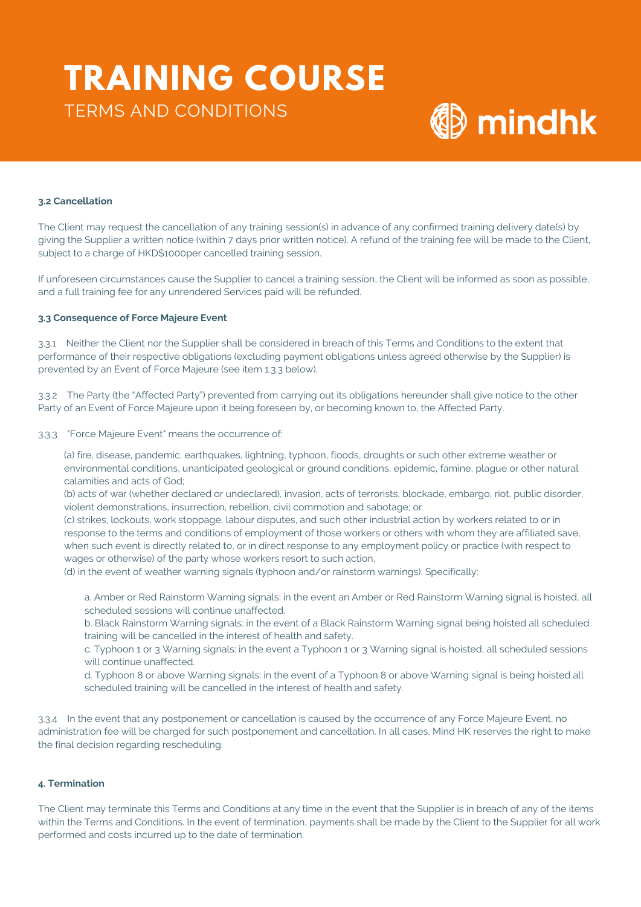# TRAINING COURSE

TERMS AND CONDITIONS

mindhk

**3.2 Cancellation**

The Client may request the cancellation of any training session(s) in advance of any confirmed training delivery date(s) by giving the Supplier a written notice (within 7 days prior written notice). A refund of the training fee will be made to the Client, subject to a charge of HKD$1000per cancelled training session.

If unforeseen circumstances cause the Supplier to cancel a training session, the Client will be informed as soon as possible, and a full training fee for any unrendered Services paid will be refunded.

**3.3 Consequence of Force Majeure Event**

3.3.1 Neither the Client nor the Supplier shall be considered in breach of this Terms and Conditions to the extent that performance of their respective obligations (excluding payment obligations unless agreed otherwise by the Supplier) is prevented by an Event of Force Majeure (see item 1.3.3 below).

3.3.2 The Party (the "Affected Party") prevented from carrying out its obligations hereunder shall give notice to the other Party of an Event of Force Majeure upon it being foreseen by, or becoming known to, the Affected Party.

3.3.3 "Force Majeure Event" means the occurrence of:

(a) fire, disease, pandemic, earthquakes, lightning, typhoon, floods, droughts or such other extreme weather or environmental conditions, unanticipated geological or ground conditions, epidemic, famine, plague or other natural calamities and acts of God;
(b) acts of war (whether declared or undeclared), invasion, acts of terrorists, blockade, embargo, riot, public disorder, violent demonstrations, insurrection, rebellion, civil commotion and sabotage; or
(c) strikes, lockouts, work stoppage, labour disputes, and such other industrial action by workers related to or in response to the terms and conditions of employment of those workers or others with whom they are affiliated save, when such event is directly related to, or in direct response to any employment policy or practice (with respect to wages or otherwise) of the party whose workers resort to such action,
(d) in the event of weather warning signals (typhoon and/or rainstorm warnings). Specifically:

a. Amber or Red Rainstorm Warning signals: in the event an Amber or Red Rainstorm Warning signal is hoisted, all scheduled sessions will continue unaffected.
b. Black Rainstorm Warning signals: in the event of a Black Rainstorm Warning signal being hoisted all scheduled training will be cancelled in the interest of health and safety.
c. Typhoon 1 or 3 Warning signals: in the event a Typhoon 1 or 3 Warning signal is hoisted, all scheduled sessions will continue unaffected.
d. Typhoon 8 or above Warning signals: in the event of a Typhoon 8 or above Warning signal is being hoisted all scheduled training will be cancelled in the interest of health and safety.

3.3.4 In the event that any postponement or cancellation is caused by the occurrence of any Force Majeure Event, no administration fee will be charged for such postponement and cancellation. In all cases, Mind HK reserves the right to make the final decision regarding rescheduling.

**4. Termination**

The Client may terminate this Terms and Conditions at any time in the event that the Supplier is in breach of any of the items within the Terms and Conditions. In the event of termination, payments shall be made by the Client to the Supplier for all work performed and costs incurred up to the date of termination.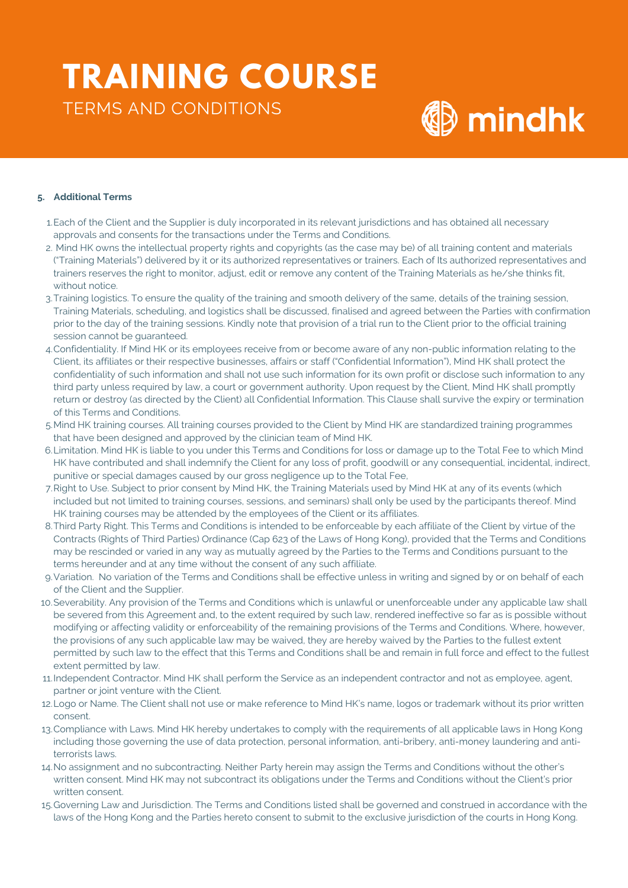# TRAINING COURSE

TERMS AND CONDITIONS

mindhk

**5. Additional Terms**

1. Each of the Client and the Supplier is duly incorporated in its relevant jurisdictions and has obtained all necessary approvals and consents for the transactions under the Terms and Conditions.
2. Mind HK owns the intellectual property rights and copyrights (as the case may be) of all training content and materials ("Training Materials") delivered by it or its authorized representatives or trainers. Each of Its authorized representatives and trainers reserves the right to monitor, adjust, edit or remove any content of the Training Materials as he/she thinks fit, without notice.
3. Training logistics. To ensure the quality of the training and smooth delivery of the same, details of the training session, Training Materials, scheduling, and logistics shall be discussed, finalised and agreed between the Parties with confirmation prior to the day of the training sessions. Kindly note that provision of a trial run to the Client prior to the official training session cannot be guaranteed.
4. Confidentiality. If Mind HK or its employees receive from or become aware of any non-public information relating to the Client, its affiliates or their respective businesses, affairs or staff ("Confidential Information"), Mind HK shall protect the confidentiality of such information and shall not use such information for its own profit or disclose such information to any third party unless required by law, a court or government authority. Upon request by the Client, Mind HK shall promptly return or destroy (as directed by the Client) all Confidential Information. This Clause shall survive the expiry or termination of this Terms and Conditions.
5. Mind HK training courses. All training courses provided to the Client by Mind HK are standardized training programmes that have been designed and approved by the clinician team of Mind HK.
6. Limitation. Mind HK is liable to you under this Terms and Conditions for loss or damage up to the Total Fee to which Mind HK have contributed and shall indemnify the Client for any loss of profit, goodwill or any consequential, incidental, indirect, punitive or special damages caused by our gross negligence up to the Total Fee,
7. Right to Use. Subject to prior consent by Mind HK, the Training Materials used by Mind HK at any of its events (which included but not limited to training courses, sessions, and seminars) shall only be used by the participants thereof. Mind HK training courses may be attended by the employees of the Client or its affiliates.
8. Third Party Right. This Terms and Conditions is intended to be enforceable by each affiliate of the Client by virtue of the Contracts (Rights of Third Parties) Ordinance (Cap 623 of the Laws of Hong Kong), provided that the Terms and Conditions may be rescinded or varied in any way as mutually agreed by the Parties to the Terms and Conditions pursuant to the terms hereunder and at any time without the consent of any such affiliate.
9. Variation. No variation of the Terms and Conditions shall be effective unless in writing and signed by or on behalf of each of the Client and the Supplier.
10. Severability. Any provision of the Terms and Conditions which is unlawful or unenforceable under any applicable law shall be severed from this Agreement and, to the extent required by such law, rendered ineffective so far as is possible without modifying or affecting validity or enforceability of the remaining provisions of the Terms and Conditions. Where, however, the provisions of any such applicable law may be waived, they are hereby waived by the Parties to the fullest extent permitted by such law to the effect that this Terms and Conditions shall be and remain in full force and effect to the fullest extent permitted by law.
11. Independent Contractor. Mind HK shall perform the Service as an independent contractor and not as employee, agent, partner or joint venture with the Client.
12. Logo or Name. The Client shall not use or make reference to Mind HK's name, logos or trademark without its prior written consent.
13. Compliance with Laws. Mind HK hereby undertakes to comply with the requirements of all applicable laws in Hong Kong including those governing the use of data protection, personal information, anti-bribery, anti-money laundering and anti-terrorists laws.
14. No assignment and no subcontracting. Neither Party herein may assign the Terms and Conditions without the other's written consent. Mind HK may not subcontract its obligations under the Terms and Conditions without the Client's prior written consent.
15. Governing Law and Jurisdiction. The Terms and Conditions listed shall be governed and construed in accordance with the laws of the Hong Kong and the Parties hereto consent to submit to the exclusive jurisdiction of the courts in Hong Kong.